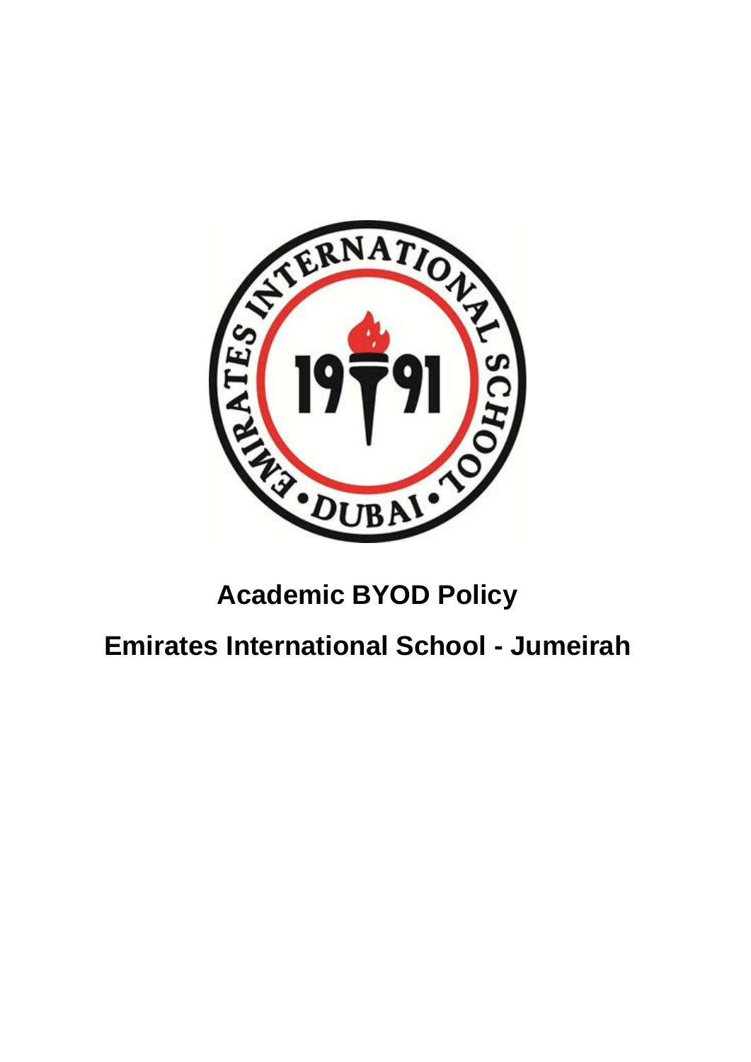# Academic BYOD Policy

## Emirates International School - Jumeirah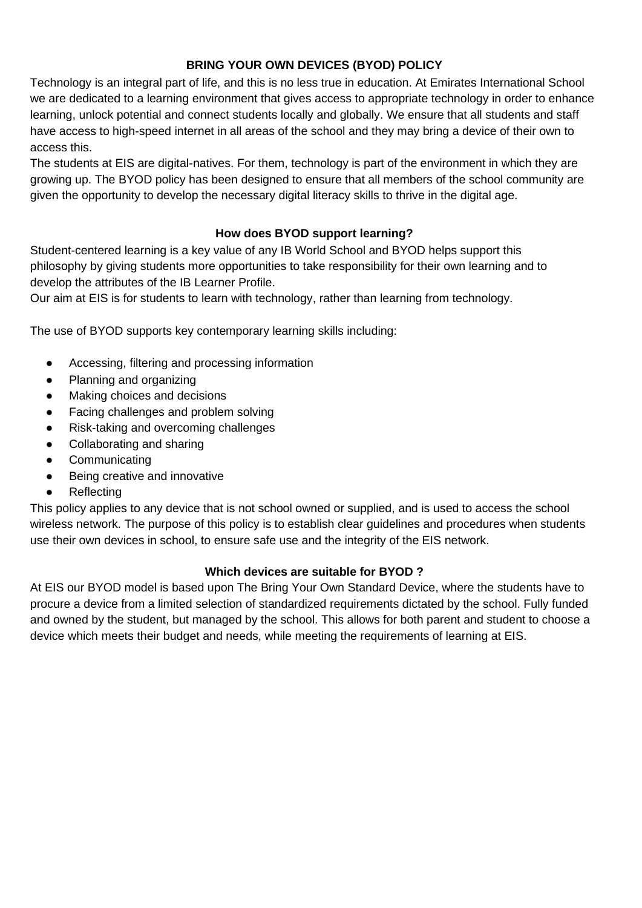## BRING YOUR OWN DEVICES (BYOD) POLICY

Technology is an integral part of life, and this is no less true in education. At Emirates International School we are dedicated to a learning environment that gives access to appropriate technology in order to enhance learning, unlock potential and connect students locally and globally. We ensure that all students and staff have access to high-speed internet in all areas of the school and they may bring a device of their own to access this.

The students at EIS are digital-natives. For them, technology is part of the environment in which they are growing up. The BYOD policy has been designed to ensure that all members of the school community are given the opportunity to develop the necessary digital literacy skills to thrive in the digital age.

### How does BYOD support learning?

Student-centered learning is a key value of any IB World School and BYOD helps support this philosophy by giving students more opportunities to take responsibility for their own learning and to develop the attributes of the IB Learner Profile.

Our aim at EIS is for students to learn with technology, rather than learning from technology.

The use of BYOD supports key contemporary learning skills including:

- Accessing, filtering and processing information
- Planning and organizing
- Making choices and decisions
- Facing challenges and problem solving
- Risk-taking and overcoming challenges
- Collaborating and sharing
- Communicating
- Being creative and innovative
- Reflecting

This policy applies to any device that is not school owned or supplied, and is used to access the school wireless network. The purpose of this policy is to establish clear guidelines and procedures when students use their own devices in school, to ensure safe use and the integrity of the EIS network.

### Which devices are suitable for BYOD ?

At EIS our BYOD model is based upon The Bring Your Own Standard Device, where the students have to procure a device from a limited selection of standardized requirements dictated by the school. Fully funded and owned by the student, but managed by the school. This allows for both parent and student to choose a device which meets their budget and needs, while meeting the requirements of learning at EIS.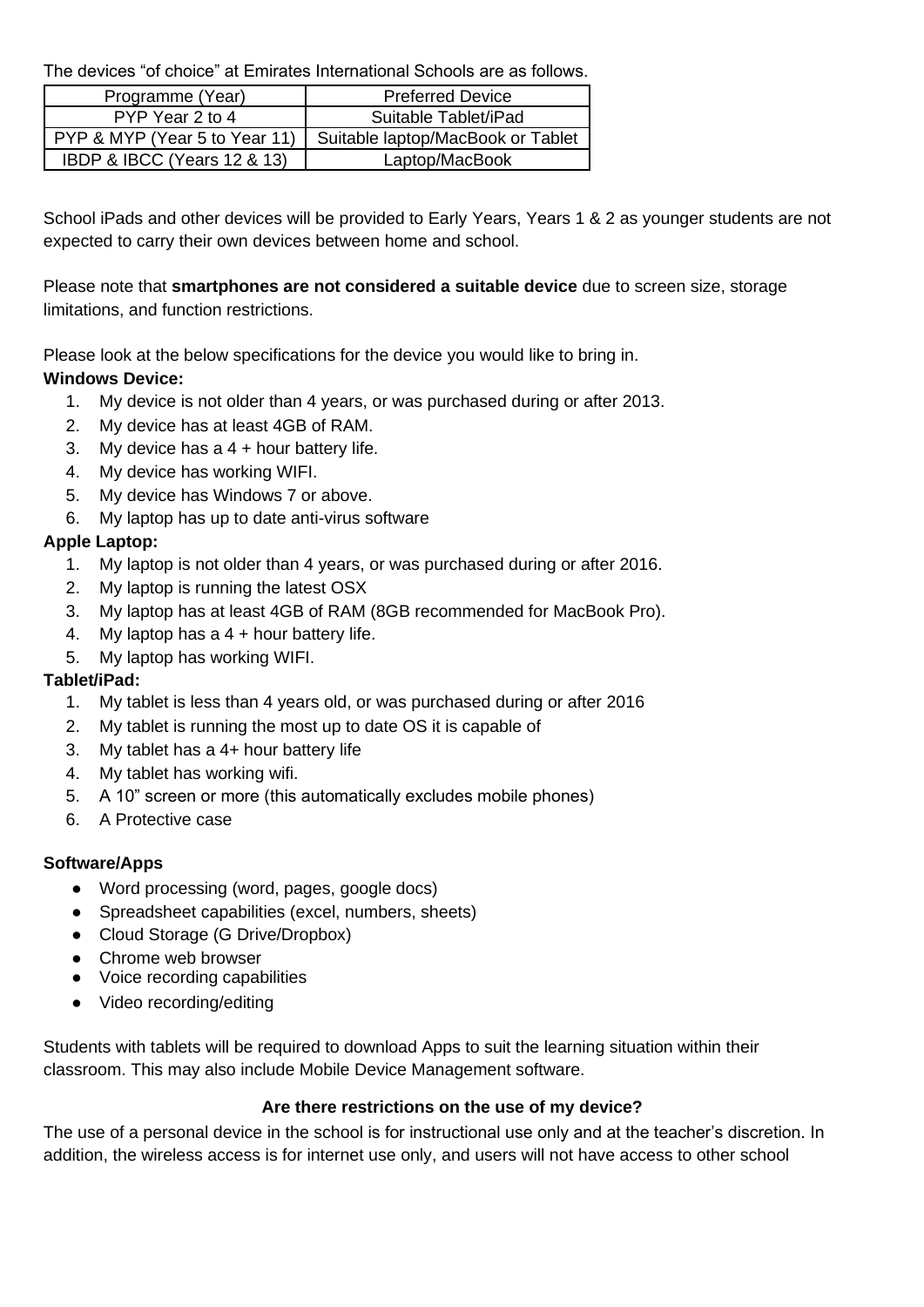The devices "of choice" at Emirates International Schools are as follows.

| Programme (Year) | Preferred Device |
| --- | --- |
| PYP Year 2 to 4 | Suitable Tablet/iPad |
| PYP & MYP (Year 5 to Year 11) | Suitable laptop/MacBook or Tablet |
| IBDP & IBCC (Years 12 & 13) | Laptop/MacBook |

School iPads and other devices will be provided to Early Years, Years 1 & 2 as younger students are not expected to carry their own devices between home and school.

Please note that **smartphones are not considered a suitable device** due to screen size, storage limitations, and function restrictions.

Please look at the below specifications for the device you would like to bring in.

**Windows Device:**

1. My device is not older than 4 years, or was purchased during or after 2013.
2. My device has at least 4GB of RAM.
3. My device has a 4 + hour battery life.
4. My device has working WIFI.
5. My device has Windows 7 or above.
6. My laptop has up to date anti-virus software

**Apple Laptop:**

1. My laptop is not older than 4 years, or was purchased during or after 2016.
2. My laptop is running the latest OSX
3. My laptop has at least 4GB of RAM (8GB recommended for MacBook Pro).
4. My laptop has a 4 + hour battery life.
5. My laptop has working WIFI.

**Tablet/iPad:**

1. My tablet is less than 4 years old, or was purchased during or after 2016
2. My tablet is running the most up to date OS it is capable of
3. My tablet has a 4+ hour battery life
4. My tablet has working wifi.
5. A 10" screen or more (this automatically excludes mobile phones)
6. A Protective case

**Software/Apps**

- Word processing (word, pages, google docs)
- Spreadsheet capabilities (excel, numbers, sheets)
- Cloud Storage (G Drive/Dropbox)
- Chrome web browser
- Voice recording capabilities
- Video recording/editing

Students with tablets will be required to download Apps to suit the learning situation within their classroom. This may also include Mobile Device Management software.

**Are there restrictions on the use of my device?**

The use of a personal device in the school is for instructional use only and at the teacher's discretion. In addition, the wireless access is for internet use only, and users will not have access to other school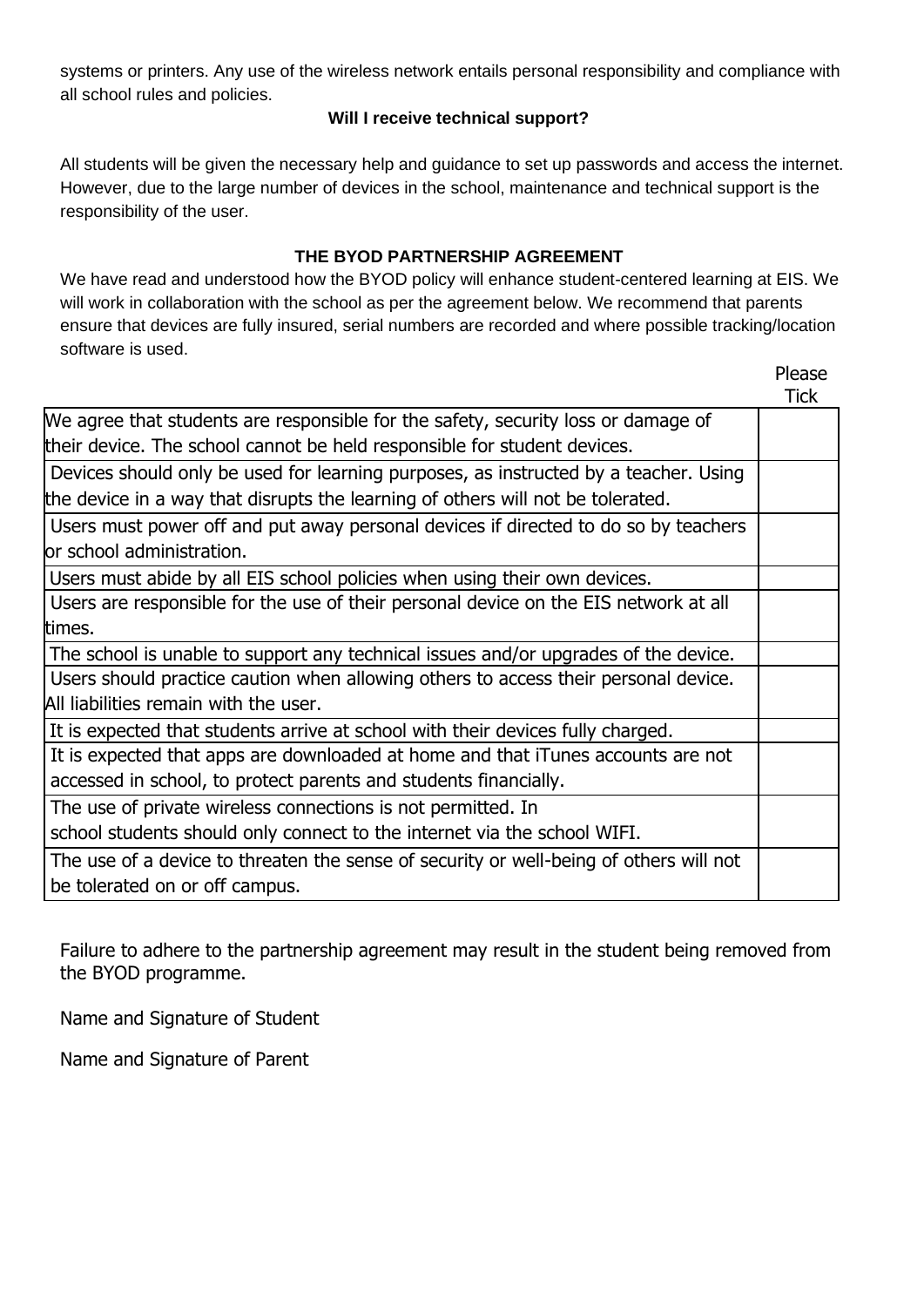systems or printers. Any use of the wireless network entails personal responsibility and compliance with all school rules and policies.

### Will I receive technical support?

All students will be given the necessary help and guidance to set up passwords and access the internet. However, due to the large number of devices in the school, maintenance and technical support is the responsibility of the user.

## THE BYOD PARTNERSHIP AGREEMENT

We have read and understood how the BYOD policy will enhance student-centered learning at EIS. We will work in collaboration with the school as per the agreement below. We recommend that parents ensure that devices are fully insured, serial numbers are recorded and where possible tracking/location software is used.

| | Please Tick |
|---|---|
| We agree that students are responsible for the safety, security loss or damage of their device. The school cannot be held responsible for student devices. | |
| Devices should only be used for learning purposes, as instructed by a teacher. Using the device in a way that disrupts the learning of others will not be tolerated. | |
| Users must power off and put away personal devices if directed to do so by teachers or school administration. | |
| Users must abide by all EIS school policies when using their own devices. | |
| Users are responsible for the use of their personal device on the EIS network at all times. | |
| The school is unable to support any technical issues and/or upgrades of the device. | |
| Users should practice caution when allowing others to access their personal device. All liabilities remain with the user. | |
| It is expected that students arrive at school with their devices fully charged. | |
| It is expected that apps are downloaded at home and that iTunes accounts are not accessed in school, to protect parents and students financially. | |
| The use of private wireless connections is not permitted. In school students should only connect to the internet via the school WIFI. | |
| The use of a device to threaten the sense of security or well-being of others will not be tolerated on or off campus. | |

Failure to adhere to the partnership agreement may result in the student being removed from the BYOD programme.

Name and Signature of Student

Name and Signature of Parent